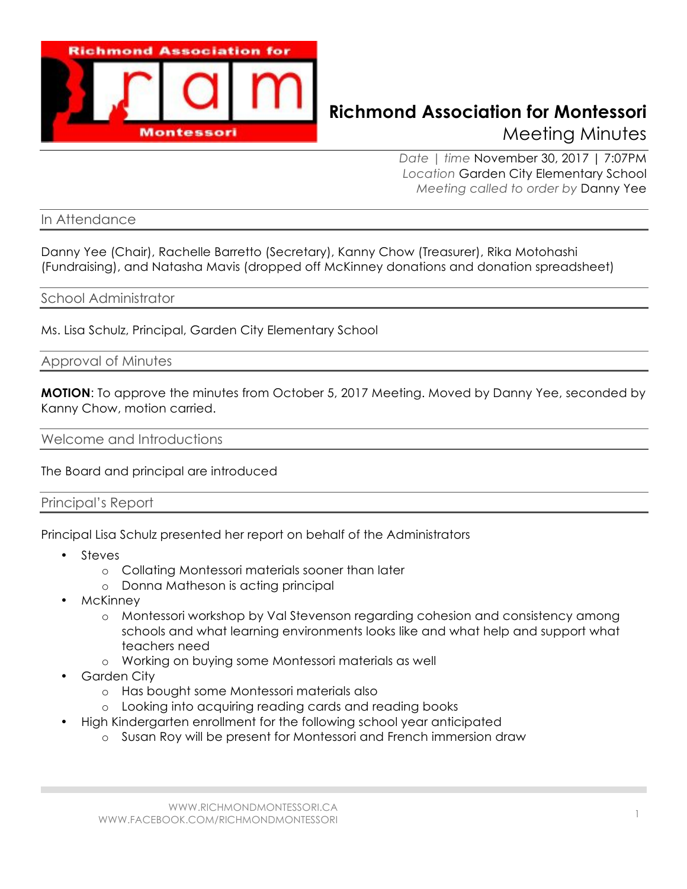# Richmond Association for Montessori

Meeting Minutes

*Date | time* November 30, 2017 | 7:07PM
*Location* Garden City Elementary School
*Meeting called to order by* Danny Yee

## In Attendance

Danny Yee (Chair), Rachelle Barretto (Secretary), Kanny Chow (Treasurer), Rika Motohashi (Fundraising), and Natasha Mavis (dropped off McKinney donations and donation spreadsheet)

## School Administrator

Ms. Lisa Schulz, Principal, Garden City Elementary School

## Approval of Minutes

**MOTION**: To approve the minutes from October 5, 2017 Meeting. Moved by Danny Yee, seconded by Kanny Chow, motion carried.

## Welcome and Introductions

The Board and principal are introduced

## Principal's Report

Principal Lisa Schulz presented her report on behalf of the Administrators

- Steves
  - Collating Montessori materials sooner than later
  - Donna Matheson is acting principal
- McKinney
  - Montessori workshop by Val Stevenson regarding cohesion and consistency among schools and what learning environments looks like and what help and support what teachers need
  - Working on buying some Montessori materials as well
- Garden City
  - Has bought some Montessori materials also
  - Looking into acquiring reading cards and reading books
- High Kindergarten enrollment for the following school year anticipated
  - Susan Roy will be present for Montessori and French immersion draw

WWW.RICHMONDMONTESSORI.CA
WWW.FACEBOOK.COM/RICHMONDMONTESSORI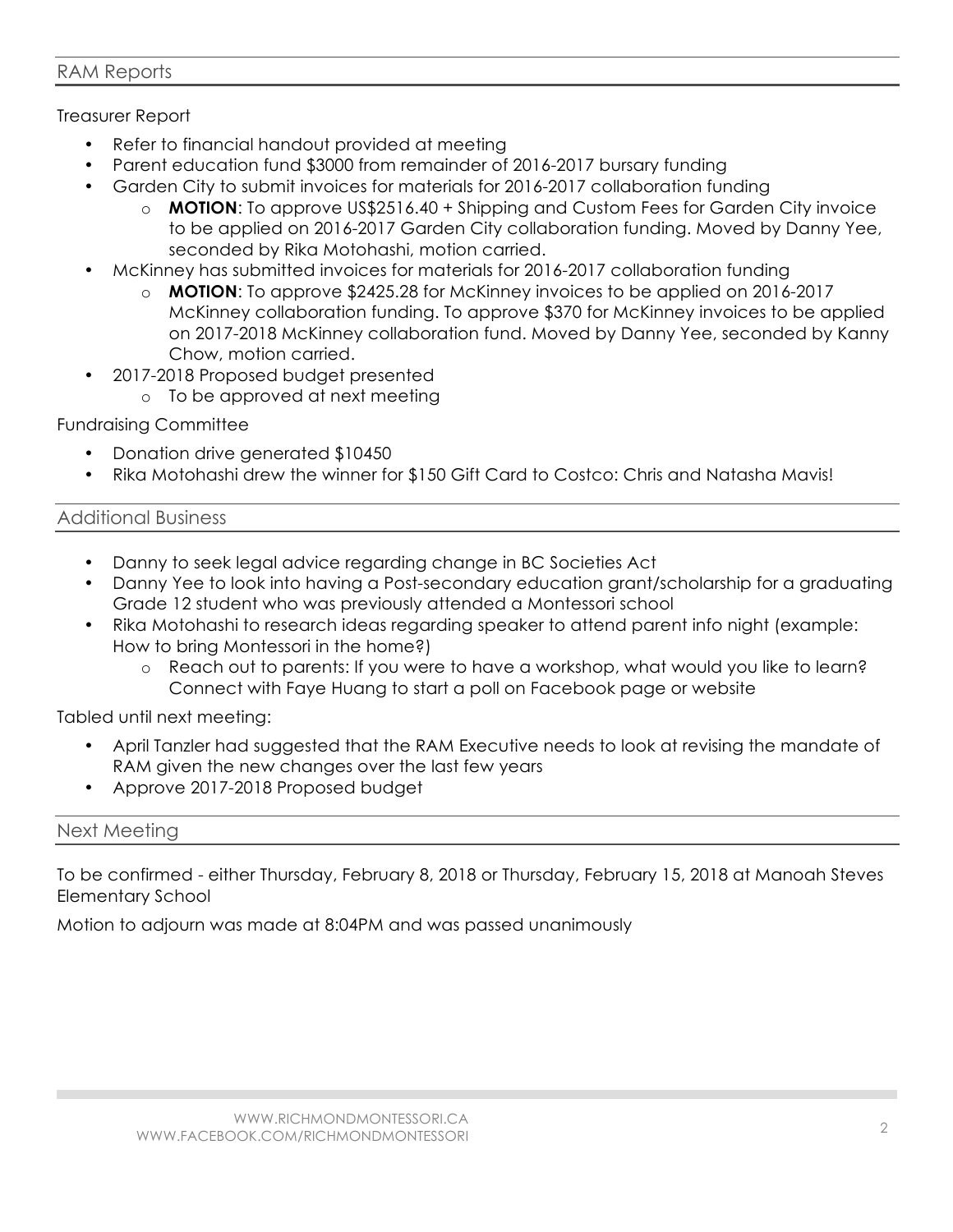## RAM Reports

Treasurer Report

- Refer to financial handout provided at meeting
- Parent education fund $3000 from remainder of 2016-2017 bursary funding
- Garden City to submit invoices for materials for 2016-2017 collaboration funding
  - **MOTION**: To approve US$2516.40 + Shipping and Custom Fees for Garden City invoice to be applied on 2016-2017 Garden City collaboration funding. Moved by Danny Yee, seconded by Rika Motohashi, motion carried.
- McKinney has submitted invoices for materials for 2016-2017 collaboration funding
  - **MOTION**: To approve $2425.28 for McKinney invoices to be applied on 2016-2017 McKinney collaboration funding. To approve $370 for McKinney invoices to be applied on 2017-2018 McKinney collaboration fund. Moved by Danny Yee, seconded by Kanny Chow, motion carried.
- 2017-2018 Proposed budget presented
  - To be approved at next meeting

Fundraising Committee

- Donation drive generated $10450
- Rika Motohashi drew the winner for $150 Gift Card to Costco: Chris and Natasha Mavis!

## Additional Business

- Danny to seek legal advice regarding change in BC Societies Act
- Danny Yee to look into having a Post-secondary education grant/scholarship for a graduating Grade 12 student who was previously attended a Montessori school
- Rika Motohashi to research ideas regarding speaker to attend parent info night (example: How to bring Montessori in the home?)
  - Reach out to parents: If you were to have a workshop, what would you like to learn? Connect with Faye Huang to start a poll on Facebook page or website

Tabled until next meeting:

- April Tanzler had suggested that the RAM Executive needs to look at revising the mandate of RAM given the new changes over the last few years
- Approve 2017-2018 Proposed budget

## Next Meeting

To be confirmed - either Thursday, February 8, 2018 or Thursday, February 15, 2018 at Manoah Steves Elementary School

Motion to adjourn was made at 8:04PM and was passed unanimously